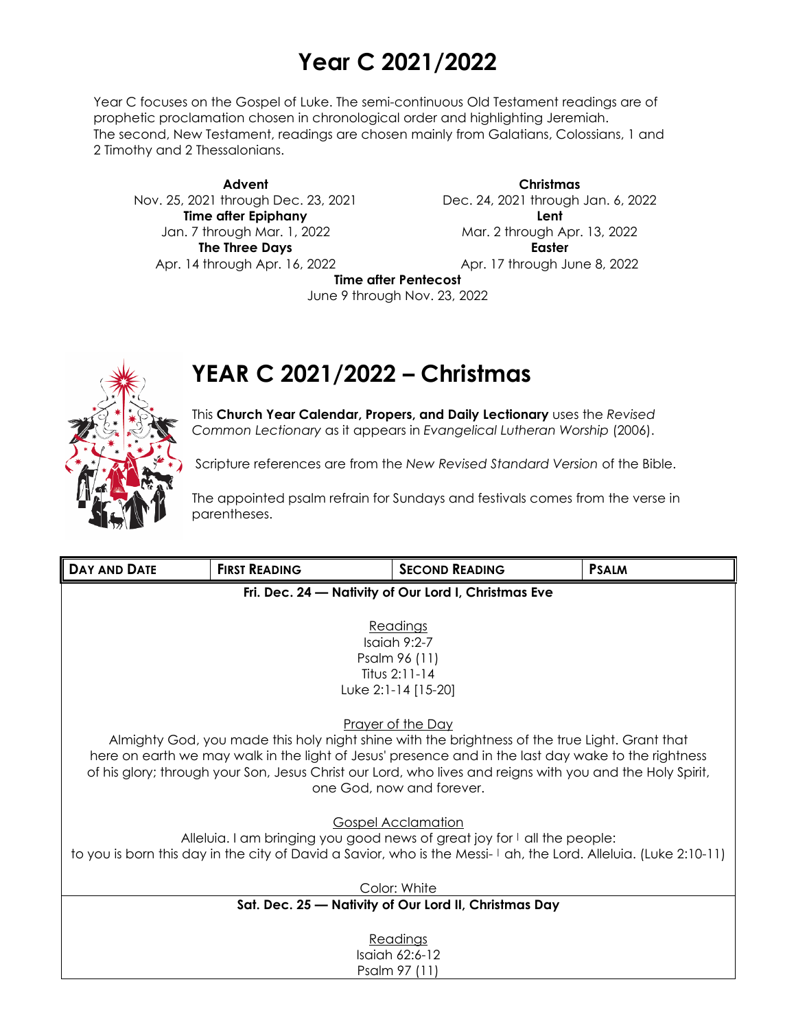# Year C 2021/2022

Year C focuses on the Gospel of Luke. The semi-continuous Old Testament readings are of prophetic proclamation chosen in chronological order and highlighting Jeremiah. The second, New Testament, readings are chosen mainly from Galatians, Colossians, 1 and 2 Timothy and 2 Thessalonians.

**Advent**
Nov. 25, 2021 through Dec. 23, 2021

**Christmas**
Dec. 24, 2021 through Jan. 6, 2022

**Time after Epiphany**
Jan. 7 through Mar. 1, 2022

**Lent**
Mar. 2 through Apr. 13, 2022

**The Three Days**
Apr. 14 through Apr. 16, 2022

**Easter**
Apr. 17 through June 8, 2022

**Time after Pentecost**
June 9 through Nov. 23, 2022

# YEAR C 2021/2022 – Christmas

This **Church Year Calendar, Propers, and Daily Lectionary** uses the *Revised Common Lectionary* as it appears in *Evangelical Lutheran Worship* (2006).

Scripture references are from the *New Revised Standard Version* of the Bible.

The appointed psalm refrain for Sundays and festivals comes from the verse in parentheses.

| DAY AND DATE | FIRST READING | SECOND READING | PSALM |
|---|---|---|---|

**Fri. Dec. 24 — Nativity of Our Lord I, Christmas Eve**

Readings
Isaiah 9:2-7
Psalm 96 (11)
Titus 2:11-14
Luke 2:1-14 [15-20]

Prayer of the Day
Almighty God, you made this holy night shine with the brightness of the true Light. Grant that here on earth we may walk in the light of Jesus' presence and in the last day wake to the rightness of his glory; through your Son, Jesus Christ our Lord, who lives and reigns with you and the Holy Spirit, one God, now and forever.

Gospel Acclamation
Alleluia. I am bringing you good news of great joy for | all the people:
to you is born this day in the city of David a Savior, who is the Messi- | ah, the Lord. Alleluia. (Luke 2:10-11)

Color: White

**Sat. Dec. 25 — Nativity of Our Lord II, Christmas Day**

Readings
Isaiah 62:6-12
Psalm 97 (11)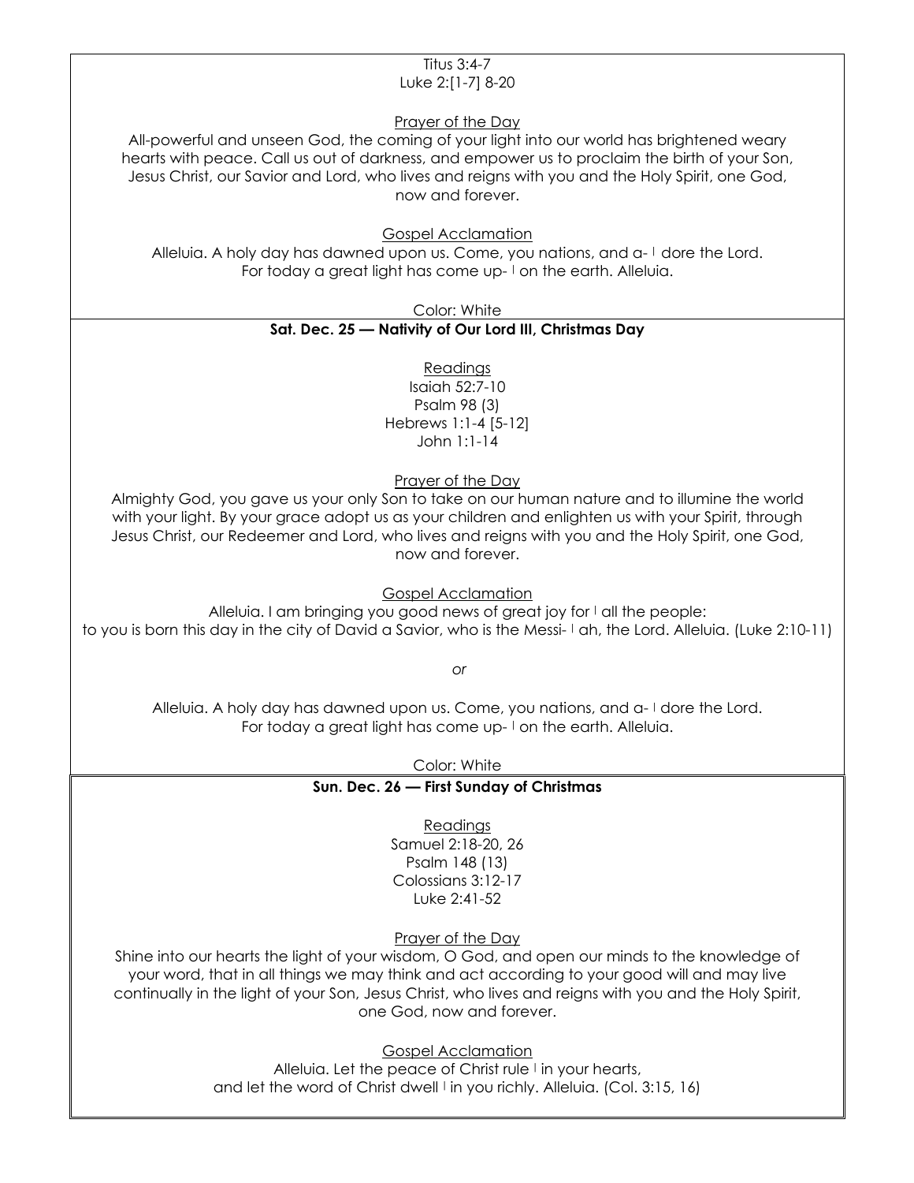Titus 3:4-7
Luke 2:[1-7] 8-20

Prayer of the Day

All-powerful and unseen God, the coming of your light into our world has brightened weary hearts with peace. Call us out of darkness, and empower us to proclaim the birth of your Son, Jesus Christ, our Savior and Lord, who lives and reigns with you and the Holy Spirit, one God, now and forever.

Gospel Acclamation

Alleluia. A holy day has dawned upon us. Come, you nations, and a- | dore the Lord.
For today a great light has come up- | on the earth. Alleluia.

Color: White

**Sat. Dec. 25 — Nativity of Our Lord III, Christmas Day**

Readings

Isaiah 52:7-10
Psalm 98 (3)
Hebrews 1:1-4 [5-12]
John 1:1-14

Prayer of the Day

Almighty God, you gave us your only Son to take on our human nature and to illumine the world with your light. By your grace adopt us as your children and enlighten us with your Spirit, through Jesus Christ, our Redeemer and Lord, who lives and reigns with you and the Holy Spirit, one God, now and forever.

Gospel Acclamation

Alleluia. I am bringing you good news of great joy for | all the people:
to you is born this day in the city of David a Savior, who is the Messi- | ah, the Lord. Alleluia. (Luke 2:10-11)

*or*

Alleluia. A holy day has dawned upon us. Come, you nations, and a- | dore the Lord.
For today a great light has come up- | on the earth. Alleluia.

Color: White

**Sun. Dec. 26 — First Sunday of Christmas**

Readings

Samuel 2:18-20, 26
Psalm 148 (13)
Colossians 3:12-17
Luke 2:41-52

Prayer of the Day

Shine into our hearts the light of your wisdom, O God, and open our minds to the knowledge of your word, that in all things we may think and act according to your good will and may live continually in the light of your Son, Jesus Christ, who lives and reigns with you and the Holy Spirit, one God, now and forever.

Gospel Acclamation

Alleluia. Let the peace of Christ rule | in your hearts,
and let the word of Christ dwell | in you richly. Alleluia. (Col. 3:15, 16)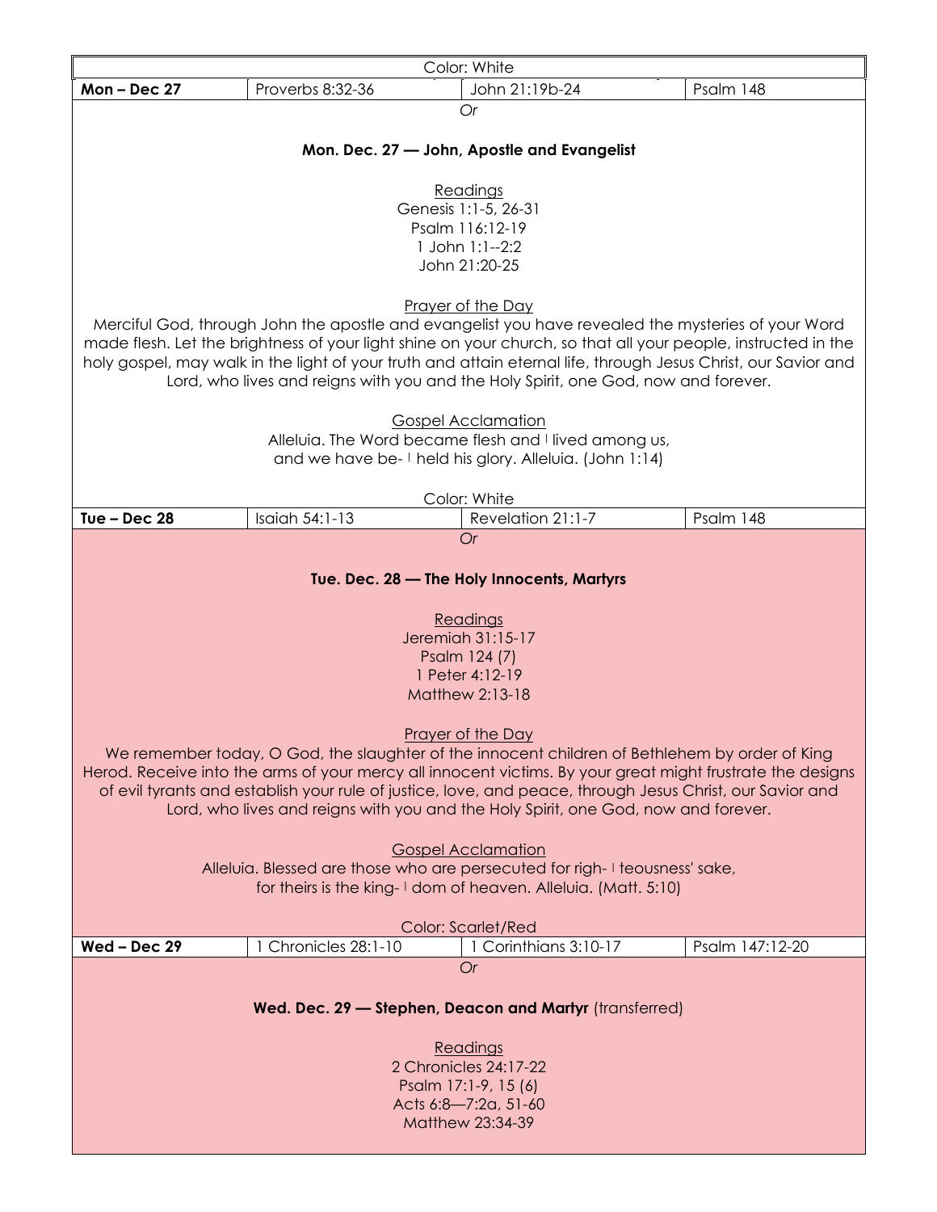Color: White

| Mon – Dec 27 | Proverbs 8:32-36 | John 21:19b-24 | Psalm 148 |
|---|---|---|---|

*Or*

**Mon. Dec. 27 — John, Apostle and Evangelist**

Readings
Genesis 1:1-5, 26-31
Psalm 116:12-19
1 John 1:1--2:2
John 21:20-25

Prayer of the Day
Merciful God, through John the apostle and evangelist you have revealed the mysteries of your Word made flesh. Let the brightness of your light shine on your church, so that all your people, instructed in the holy gospel, may walk in the light of your truth and attain eternal life, through Jesus Christ, our Savior and Lord, who lives and reigns with you and the Holy Spirit, one God, now and forever.

Gospel Acclamation
Alleluia. The Word became flesh and | lived among us,
and we have be- | held his glory. Alleluia. (John 1:14)

Color: White

| Tue – Dec 28 | Isaiah 54:1-13 | Revelation 21:1-7 | Psalm 148 |
|---|---|---|---|

*Or*

**Tue. Dec. 28 — The Holy Innocents, Martyrs**

Readings
Jeremiah 31:15-17
Psalm 124 (7)
1 Peter 4:12-19
Matthew 2:13-18

Prayer of the Day
We remember today, O God, the slaughter of the innocent children of Bethlehem by order of King Herod. Receive into the arms of your mercy all innocent victims. By your great might frustrate the designs of evil tyrants and establish your rule of justice, love, and peace, through Jesus Christ, our Savior and Lord, who lives and reigns with you and the Holy Spirit, one God, now and forever.

Gospel Acclamation
Alleluia. Blessed are those who are persecuted for righ- | teousness' sake,
for theirs is the king- | dom of heaven. Alleluia. (Matt. 5:10)

Color: Scarlet/Red

| Wed – Dec 29 | 1 Chronicles 28:1-10 | 1 Corinthians 3:10-17 | Psalm 147:12-20 |
|---|---|---|---|

*Or*

**Wed. Dec. 29 — Stephen, Deacon and Martyr** (transferred)

Readings
2 Chronicles 24:17-22
Psalm 17:1-9, 15 (6)
Acts 6:8—7:2a, 51-60
Matthew 23:34-39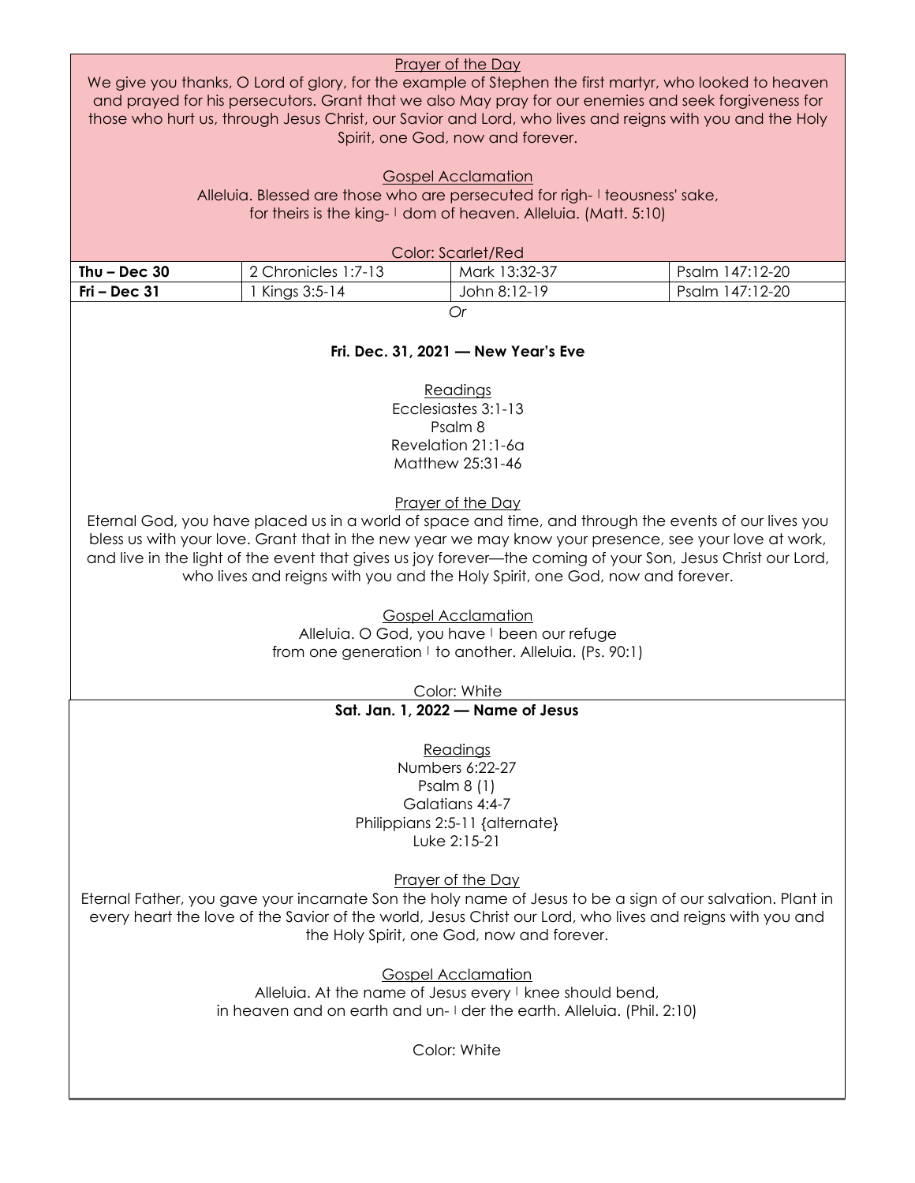Prayer of the Day

We give you thanks, O Lord of glory, for the example of Stephen the first martyr, who looked to heaven and prayed for his persecutors. Grant that we also May pray for our enemies and seek forgiveness for those who hurt us, through Jesus Christ, our Savior and Lord, who lives and reigns with you and the Holy Spirit, one God, now and forever.

Gospel Acclamation

Alleluia. Blessed are those who are persecuted for righ- | teousness' sake,
for theirs is the king- | dom of heaven. Alleluia. (Matt. 5:10)

Color: Scarlet/Red

| | | | |
|---|---|---|---|
| **Thu – Dec 30** | 2 Chronicles 1:7-13 | Mark 13:32-37 | Psalm 147:12-20 |
| **Fri – Dec 31** | 1 Kings 3:5-14 | John 8:12-19 | Psalm 147:12-20 |

*Or*

**Fri. Dec. 31, 2021 — New Year's Eve**

Readings

Ecclesiastes 3:1-13
Psalm 8
Revelation 21:1-6a
Matthew 25:31-46

Prayer of the Day

Eternal God, you have placed us in a world of space and time, and through the events of our lives you bless us with your love. Grant that in the new year we may know your presence, see your love at work, and live in the light of the event that gives us joy forever—the coming of your Son, Jesus Christ our Lord, who lives and reigns with you and the Holy Spirit, one God, now and forever.

Gospel Acclamation

Alleluia. O God, you have | been our refuge
from one generation | to another. Alleluia. (Ps. 90:1)

Color: White

**Sat. Jan. 1, 2022 — Name of Jesus**

Readings

Numbers 6:22-27
Psalm 8 (1)
Galatians 4:4-7
Philippians 2:5-11 {alternate}
Luke 2:15-21

Prayer of the Day

Eternal Father, you gave your incarnate Son the holy name of Jesus to be a sign of our salvation. Plant in every heart the love of the Savior of the world, Jesus Christ our Lord, who lives and reigns with you and the Holy Spirit, one God, now and forever.

Gospel Acclamation

Alleluia. At the name of Jesus every | knee should bend,
in heaven and on earth and un- | der the earth. Alleluia. (Phil. 2:10)

Color: White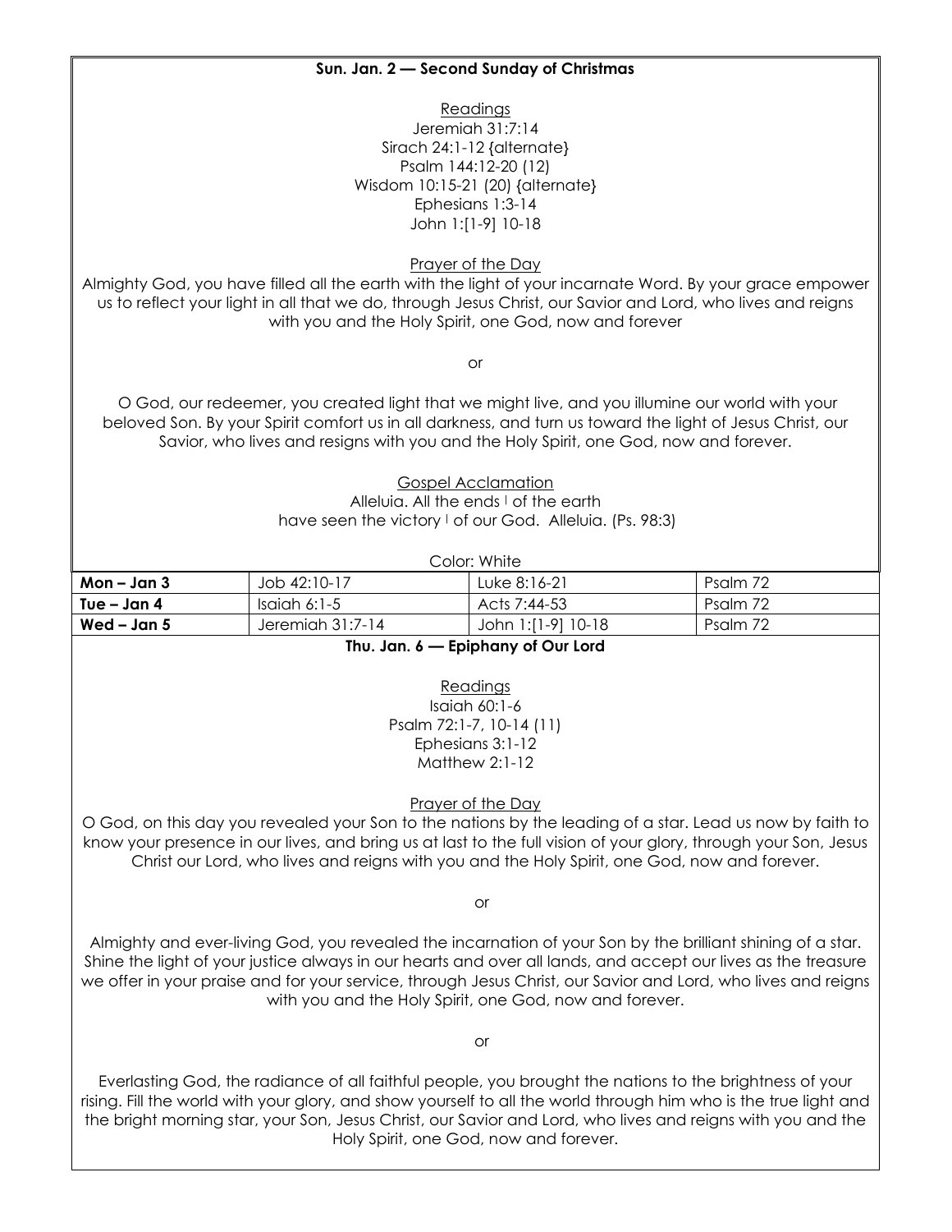**Sun. Jan. 2 — Second Sunday of Christmas**

Readings
Jeremiah 31:7:14
Sirach 24:1-12 {alternate}
Psalm 144:12-20 (12)
Wisdom 10:15-21 (20) {alternate}
Ephesians 1:3-14
John 1:[1-9] 10-18

Prayer of the Day
Almighty God, you have filled all the earth with the light of your incarnate Word. By your grace empower us to reflect your light in all that we do, through Jesus Christ, our Savior and Lord, who lives and reigns with you and the Holy Spirit, one God, now and forever

or

O God, our redeemer, you created light that we might live, and you illumine our world with your beloved Son. By your Spirit comfort us in all darkness, and turn us toward the light of Jesus Christ, our Savior, who lives and resigns with you and the Holy Spirit, one God, now and forever.

Gospel Acclamation
Alleluia. All the ends | of the earth
have seen the victory | of our God. Alleluia. (Ps. 98:3)

Color: White

| | | | |
|---|---|---|---|
| **Mon – Jan 3** | Job 42:10-17 | Luke 8:16-21 | Psalm 72 |
| **Tue – Jan 4** | Isaiah 6:1-5 | Acts 7:44-53 | Psalm 72 |
| **Wed – Jan 5** | Jeremiah 31:7-14 | John 1:[1-9] 10-18 | Psalm 72 |

**Thu. Jan. 6 — Epiphany of Our Lord**

Readings
Isaiah 60:1-6
Psalm 72:1-7, 10-14 (11)
Ephesians 3:1-12
Matthew 2:1-12

Prayer of the Day
O God, on this day you revealed your Son to the nations by the leading of a star. Lead us now by faith to know your presence in our lives, and bring us at last to the full vision of your glory, through your Son, Jesus Christ our Lord, who lives and reigns with you and the Holy Spirit, one God, now and forever.

or

Almighty and ever-living God, you revealed the incarnation of your Son by the brilliant shining of a star. Shine the light of your justice always in our hearts and over all lands, and accept our lives as the treasure we offer in your praise and for your service, through Jesus Christ, our Savior and Lord, who lives and reigns with you and the Holy Spirit, one God, now and forever.

or

Everlasting God, the radiance of all faithful people, you brought the nations to the brightness of your rising. Fill the world with your glory, and show yourself to all the world through him who is the true light and the bright morning star, your Son, Jesus Christ, our Savior and Lord, who lives and reigns with you and the Holy Spirit, one God, now and forever.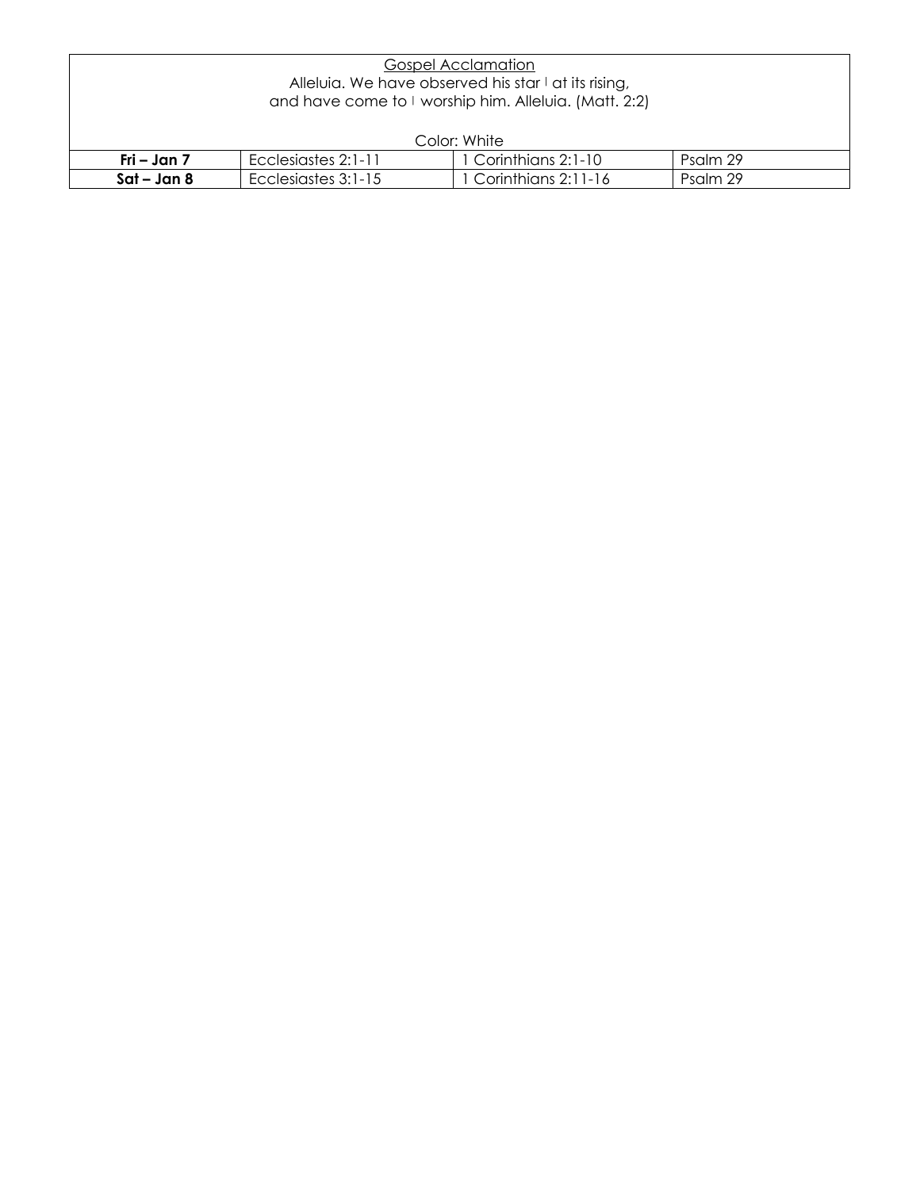Gospel Acclamation

Alleluia. We have observed his star ǀ at its rising,
and have come to ǀ worship him. Alleluia. (Matt. 2:2)

Color: White

| | | | |
|---|---|---|---|
| **Fri – Jan 7** | Ecclesiastes 2:1-11 | 1 Corinthians 2:1-10 | Psalm 29 |
| **Sat – Jan 8** | Ecclesiastes 3:1-15 | 1 Corinthians 2:11-16 | Psalm 29 |